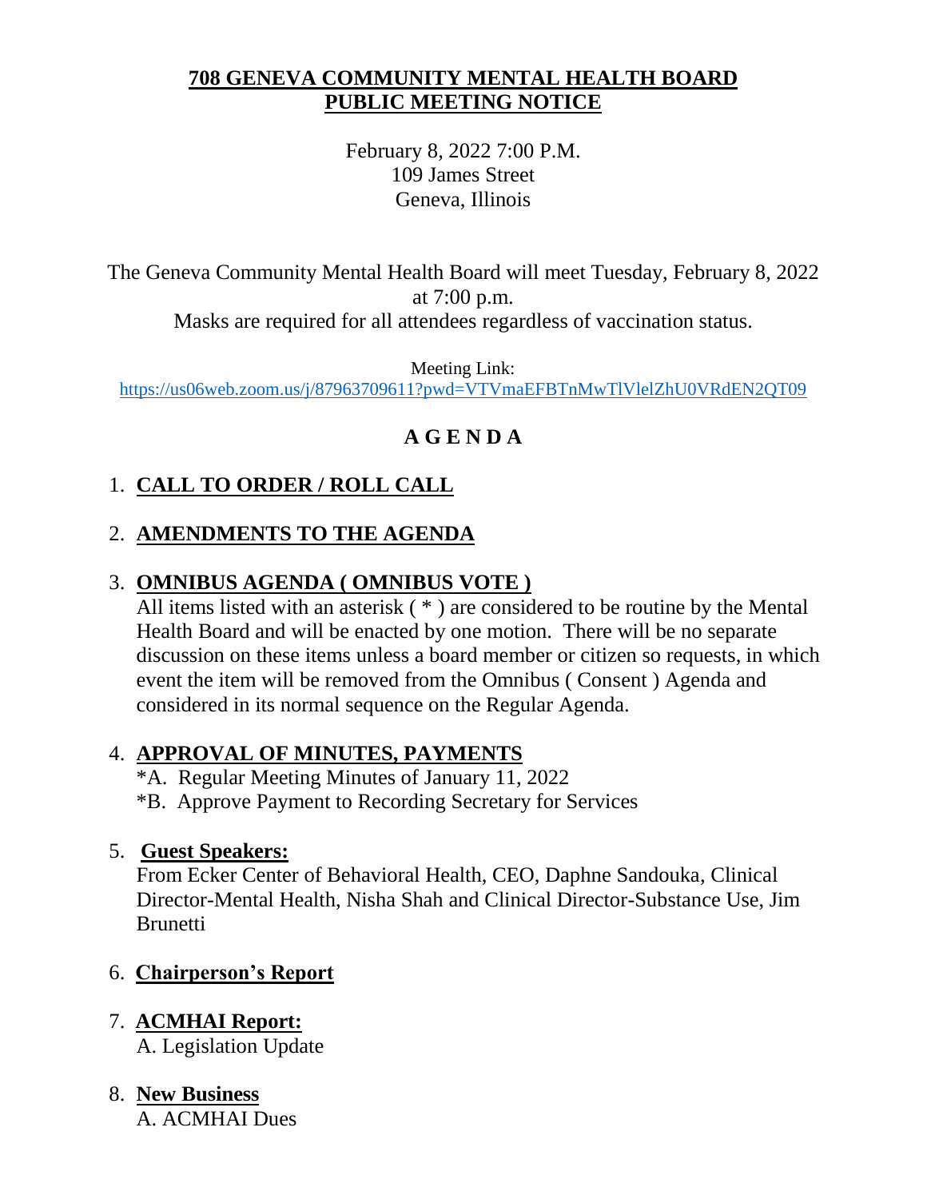# 708 GENEVA COMMUNITY MENTAL HEALTH BOARD
# PUBLIC MEETING NOTICE

February 8, 2022 7:00 P.M.
109 James Street
Geneva, Illinois

The Geneva Community Mental Health Board will meet Tuesday, February 8, 2022 at 7:00 p.m.
Masks are required for all attendees regardless of vaccination status.

Meeting Link:
https://us06web.zoom.us/j/87963709611?pwd=VTVmaEFBTnMwTlVlelZhU0VRdEN2QT09

## A G E N D A

1. **CALL TO ORDER / ROLL CALL**

2. **AMENDMENTS TO THE AGENDA**

3. **OMNIBUS AGENDA ( OMNIBUS VOTE )**
   All items listed with an asterisk ( * ) are considered to be routine by the Mental Health Board and will be enacted by one motion. There will be no separate discussion on these items unless a board member or citizen so requests, in which event the item will be removed from the Omnibus ( Consent ) Agenda and considered in its normal sequence on the Regular Agenda.

4. **APPROVAL OF MINUTES, PAYMENTS**
   *A. Regular Meeting Minutes of January 11, 2022
   *B. Approve Payment to Recording Secretary for Services

5. **Guest Speakers:**
   From Ecker Center of Behavioral Health, CEO, Daphne Sandouka, Clinical Director-Mental Health, Nisha Shah and Clinical Director-Substance Use, Jim Brunetti

6. **Chairperson's Report**

7. **ACMHAI Report:**
   A. Legislation Update

8. **New Business**
   A. ACMHAI Dues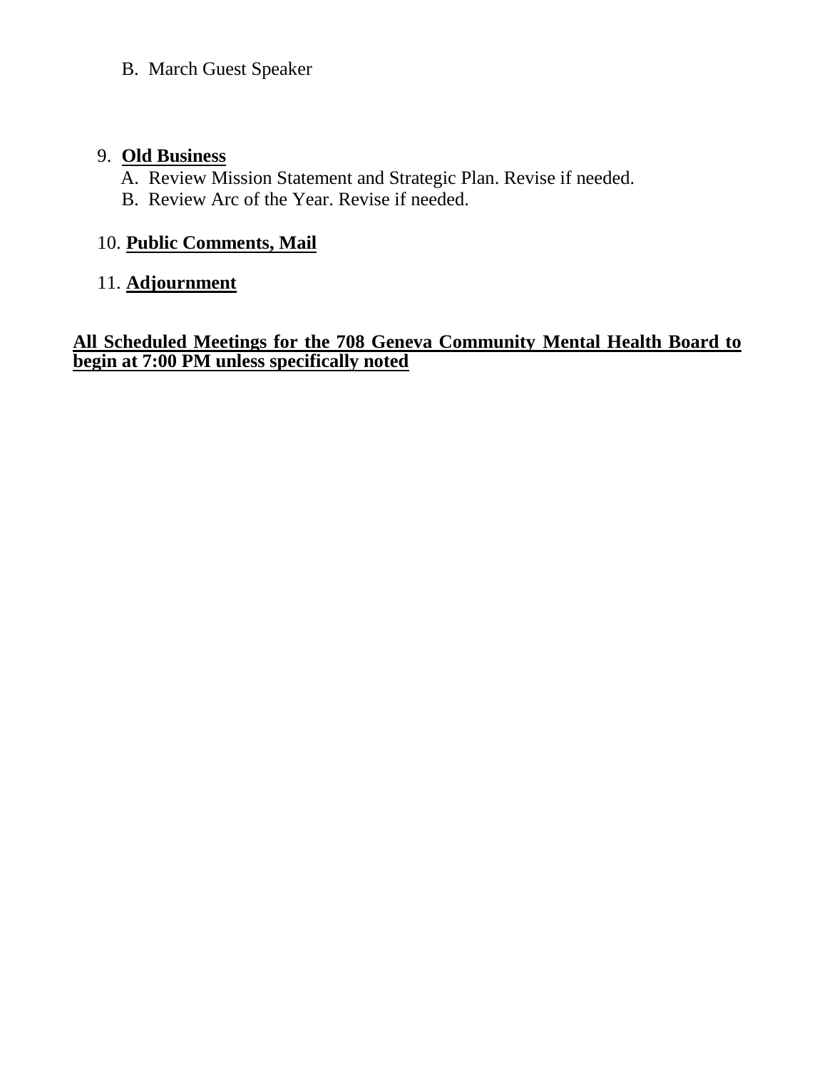B. March Guest Speaker

9. **Old Business**
   A. Review Mission Statement and Strategic Plan. Revise if needed.
   B. Review Arc of the Year. Revise if needed.

10. **Public Comments, Mail**

11. **Adjournment**

**All Scheduled Meetings for the 708 Geneva Community Mental Health Board to begin at 7:00 PM unless specifically noted**